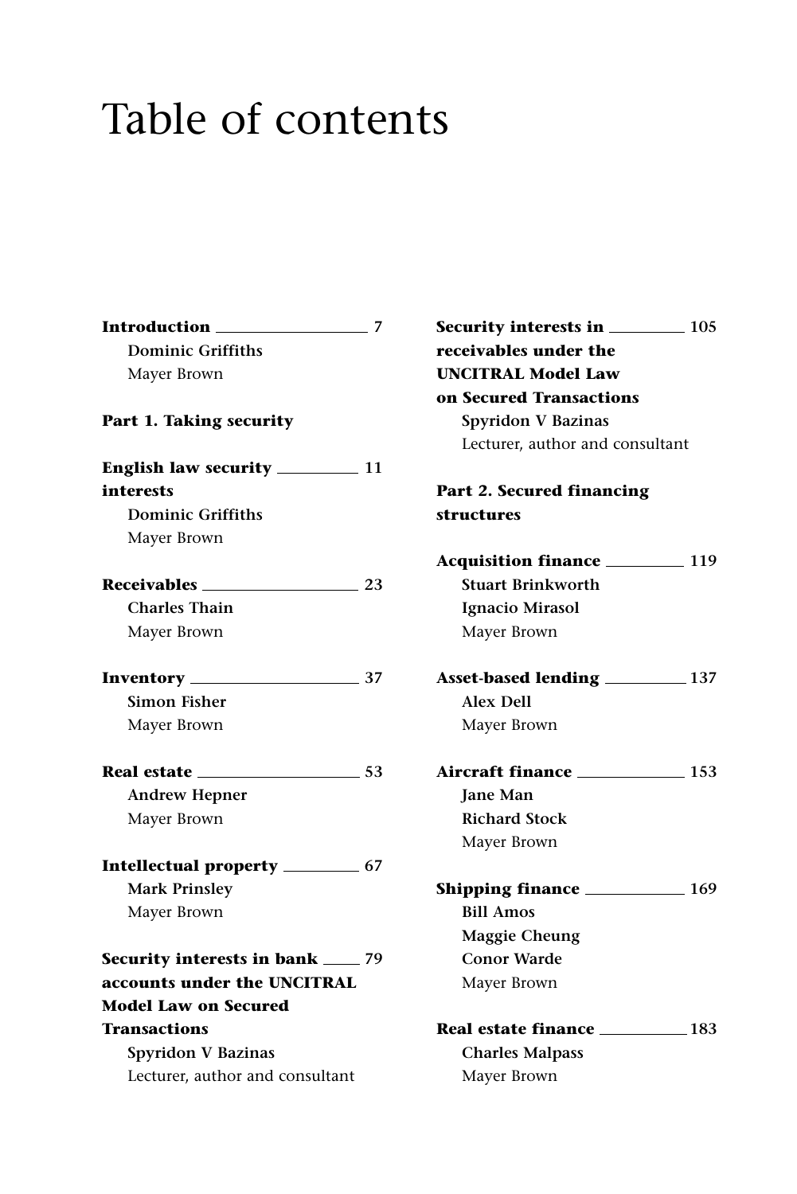# Table of contents

**Introduction** 7
**Dominic Griffiths**
Mayer Brown

**Part 1. Taking security**

**English law security interests** 11
**Dominic Griffiths**
Mayer Brown

**Receivables** 23
**Charles Thain**
Mayer Brown

**Inventory** 37
**Simon Fisher**
Mayer Brown

**Real estate** 53
**Andrew Hepner**
Mayer Brown

**Intellectual property** 67
**Mark Prinsley**
Mayer Brown

**Security interests in bank accounts under the UNCITRAL Model Law on Secured Transactions** 79
**Spyridon V Bazinas**
Lecturer, author and consultant

**Security interests in receivables under the UNCITRAL Model Law on Secured Transactions** 105
**Spyridon V Bazinas**
Lecturer, author and consultant

**Part 2. Secured financing structures**

**Acquisition finance** 119
**Stuart Brinkworth**
**Ignacio Mirasol**
Mayer Brown

**Asset-based lending** 137
**Alex Dell**
Mayer Brown

**Aircraft finance** 153
**Jane Man**
**Richard Stock**
Mayer Brown

**Shipping finance** 169
**Bill Amos**
**Maggie Cheung**
**Conor Warde**
Mayer Brown

**Real estate finance** 183
**Charles Malpass**
Mayer Brown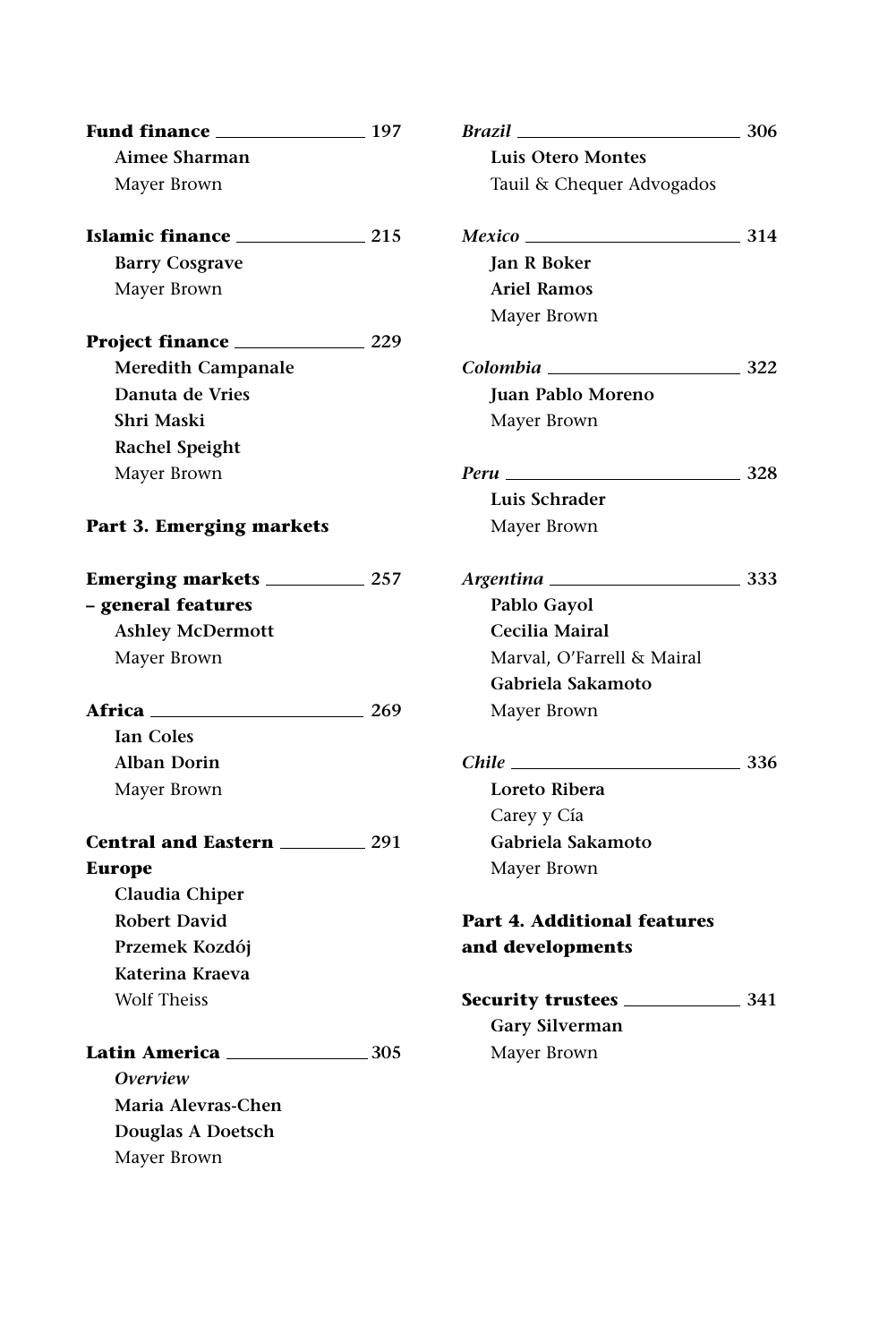**Fund finance** 197
**Aimee Sharman**
Mayer Brown

**Islamic finance** 215
**Barry Cosgrave**
Mayer Brown

**Project finance** 229
**Meredith Campanale**
**Danuta de Vries**
**Shri Maski**
**Rachel Speight**
Mayer Brown

**Part 3. Emerging markets**

**Emerging markets – general features** 257
**Ashley McDermott**
Mayer Brown

**Africa** 269
**Ian Coles**
**Alban Dorin**
Mayer Brown

**Central and Eastern Europe** 291
**Claudia Chiper**
**Robert David**
**Przemek Kozdój**
**Katerina Kraeva**
Wolf Theiss

**Latin America** 305
***Overview***
**Maria Alevras-Chen**
**Douglas A Doetsch**
Mayer Brown

***Brazil*** 306
**Luis Otero Montes**
Tauil & Chequer Advogados

***Mexico*** 314
**Jan R Boker**
**Ariel Ramos**
Mayer Brown

***Colombia*** 322
**Juan Pablo Moreno**
Mayer Brown

***Peru*** 328
**Luis Schrader**
Mayer Brown

***Argentina*** 333
**Pablo Gayol**
**Cecilia Mairal**
Marval, O'Farrell & Mairal
**Gabriela Sakamoto**
Mayer Brown

***Chile*** 336
**Loreto Ribera**
Carey y Cía
**Gabriela Sakamoto**
Mayer Brown

**Part 4. Additional features and developments**

**Security trustees** 341
**Gary Silverman**
Mayer Brown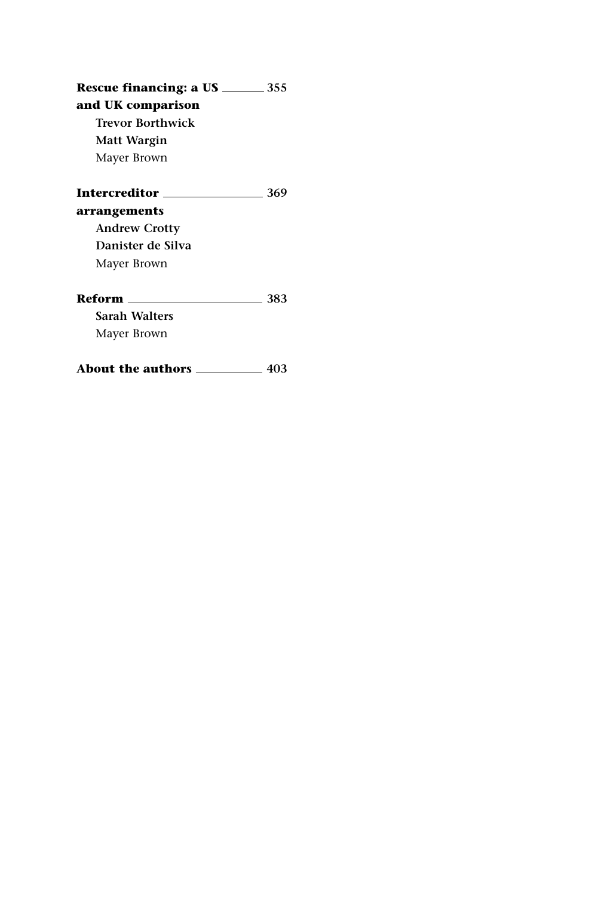**Rescue financing: a US and UK comparison** 355
**Trevor Borthwick**
**Matt Wargin**
Mayer Brown

**Intercreditor arrangements** 369
**Andrew Crotty**
**Danister de Silva**
Mayer Brown

**Reform** 383
**Sarah Walters**
Mayer Brown

**About the authors** 403